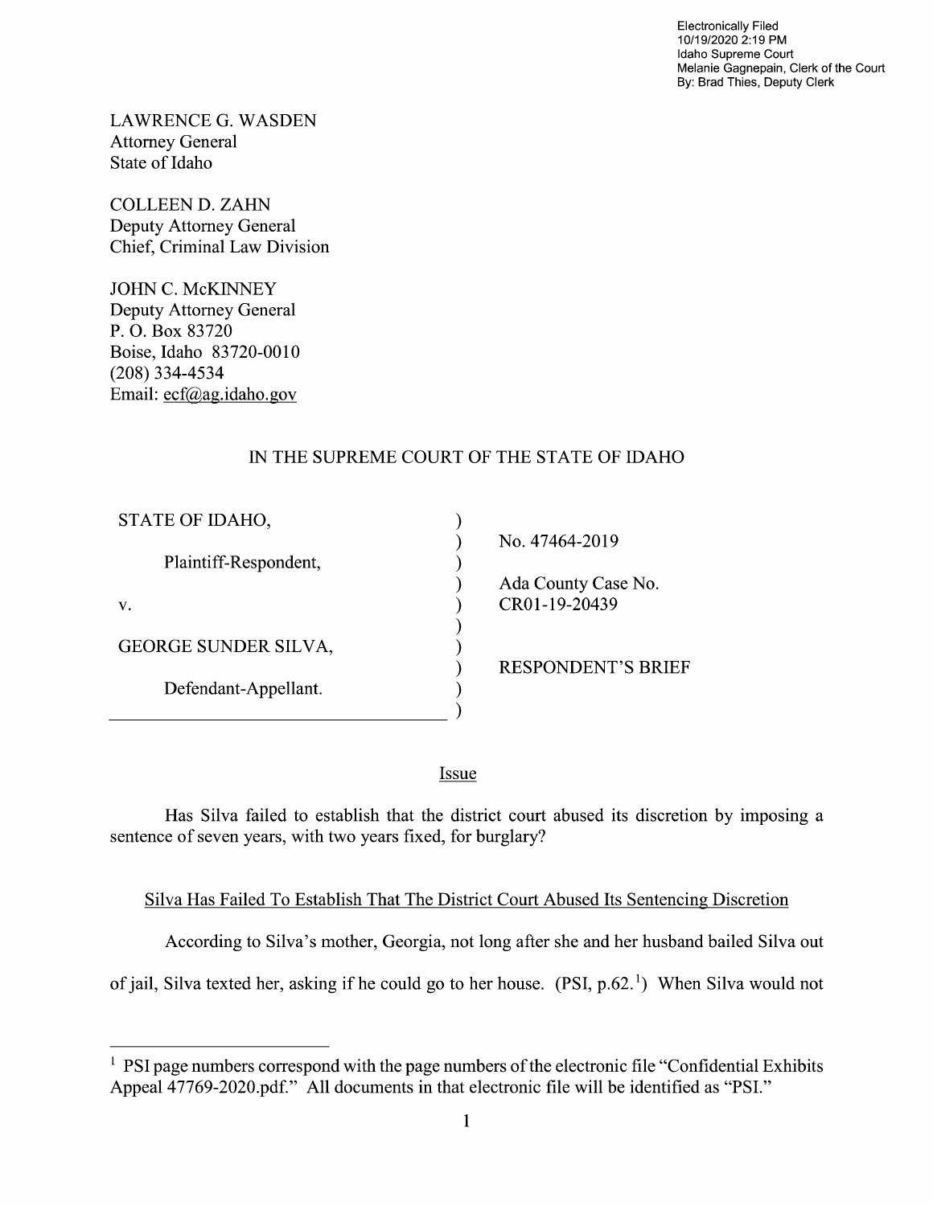Electronically Filed
10/19/2020 2:19 PM
Idaho Supreme Court
Melanie Gagnepain, Clerk of the Court
By: Brad Thies, Deputy Clerk

LAWRENCE G. WASDEN
Attorney General
State of Idaho

COLLEEN D. ZAHN
Deputy Attorney General
Chief, Criminal Law Division

JOHN C. McKINNEY
Deputy Attorney General
P. O. Box 83720
Boise, Idaho 83720-0010
(208) 334-4534
Email: ecf@ag.idaho.gov

IN THE SUPREME COURT OF THE STATE OF IDAHO

| | | |
|---|---|---|
| STATE OF IDAHO, | ) | |
| | ) | No. 47464-2019 |
| Plaintiff-Respondent, | ) | |
| | ) | Ada County Case No. |
| v. | ) | CR01-19-20439 |
| | ) | |
| GEORGE SUNDER SILVA, | ) | |
| | ) | RESPONDENT'S BRIEF |
| Defendant-Appellant. | ) | |
| | ) | |

## Issue

Has Silva failed to establish that the district court abused its discretion by imposing a sentence of seven years, with two years fixed, for burglary?

## Silva Has Failed To Establish That The District Court Abused Its Sentencing Discretion

According to Silva's mother, Georgia, not long after she and her husband bailed Silva out of jail, Silva texted her, asking if he could go to her house. (PSI, p.62.[1]) When Silva would not

[1] PSI page numbers correspond with the page numbers of the electronic file "Confidential Exhibits Appeal 47769-2020.pdf." All documents in that electronic file will be identified as "PSI."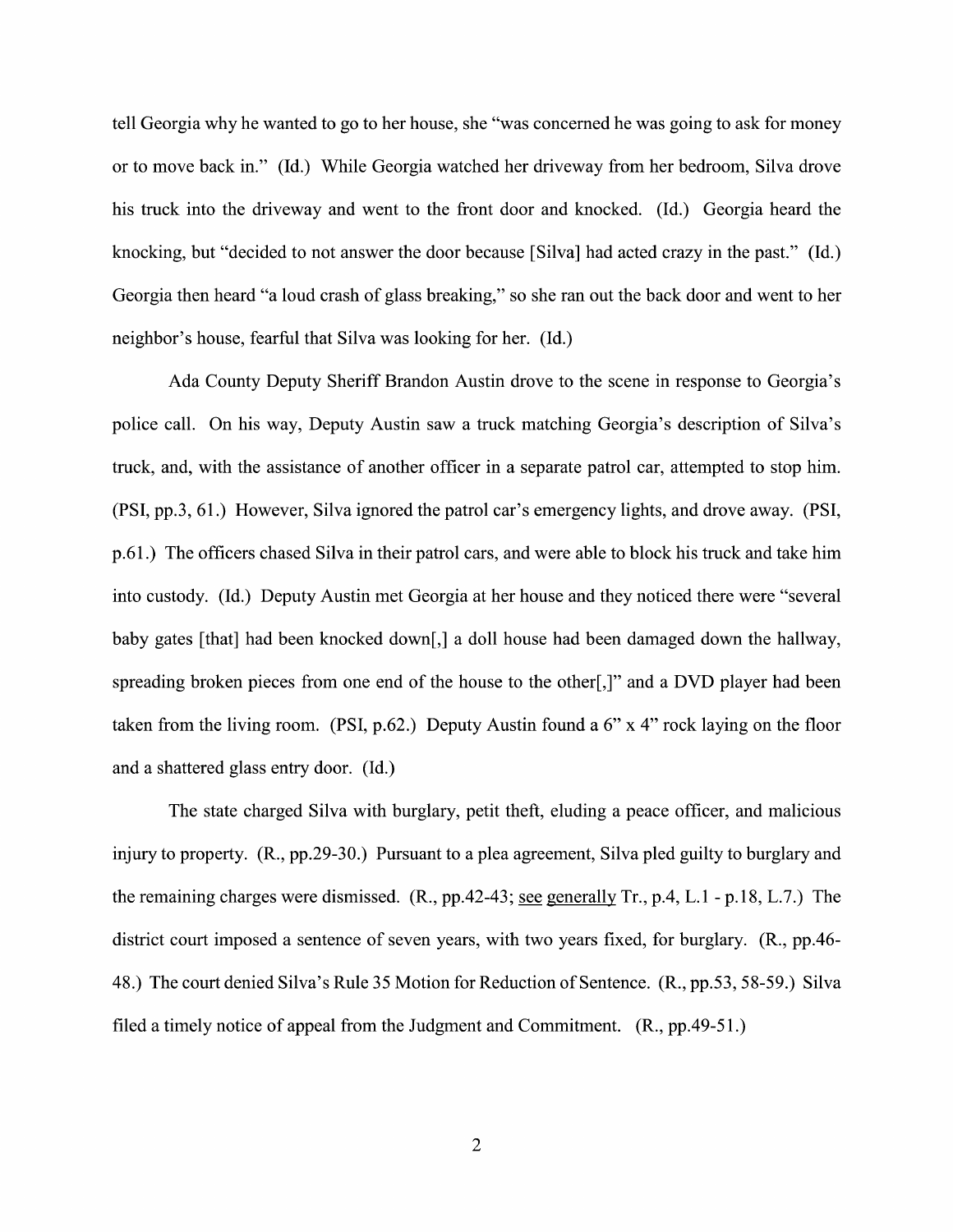tell Georgia why he wanted to go to her house, she "was concerned he was going to ask for money or to move back in." (Id.) While Georgia watched her driveway from her bedroom, Silva drove his truck into the driveway and went to the front door and knocked. (Id.) Georgia heard the knocking, but "decided to not answer the door because [Silva] had acted crazy in the past." (Id.) Georgia then heard "a loud crash of glass breaking," so she ran out the back door and went to her neighbor's house, fearful that Silva was looking for her. (Id.)

Ada County Deputy Sheriff Brandon Austin drove to the scene in response to Georgia's police call. On his way, Deputy Austin saw a truck matching Georgia's description of Silva's truck, and, with the assistance of another officer in a separate patrol car, attempted to stop him. (PSI, pp.3, 61.) However, Silva ignored the patrol car's emergency lights, and drove away. (PSI, p.61.) The officers chased Silva in their patrol cars, and were able to block his truck and take him into custody. (Id.) Deputy Austin met Georgia at her house and they noticed there were "several baby gates [that] had been knocked down[,] a doll house had been damaged down the hallway, spreading broken pieces from one end of the house to the other[,]" and a DVD player had been taken from the living room. (PSI, p.62.) Deputy Austin found a 6" x 4" rock laying on the floor and a shattered glass entry door. (Id.)

The state charged Silva with burglary, petit theft, eluding a peace officer, and malicious injury to property. (R., pp.29-30.) Pursuant to a plea agreement, Silva pled guilty to burglary and the remaining charges were dismissed. (R., pp.42-43; see generally Tr., p.4, L.1 - p.18, L.7.) The district court imposed a sentence of seven years, with two years fixed, for burglary. (R., pp.46-48.) The court denied Silva's Rule 35 Motion for Reduction of Sentence. (R., pp.53, 58-59.) Silva filed a timely notice of appeal from the Judgment and Commitment. (R., pp.49-51.)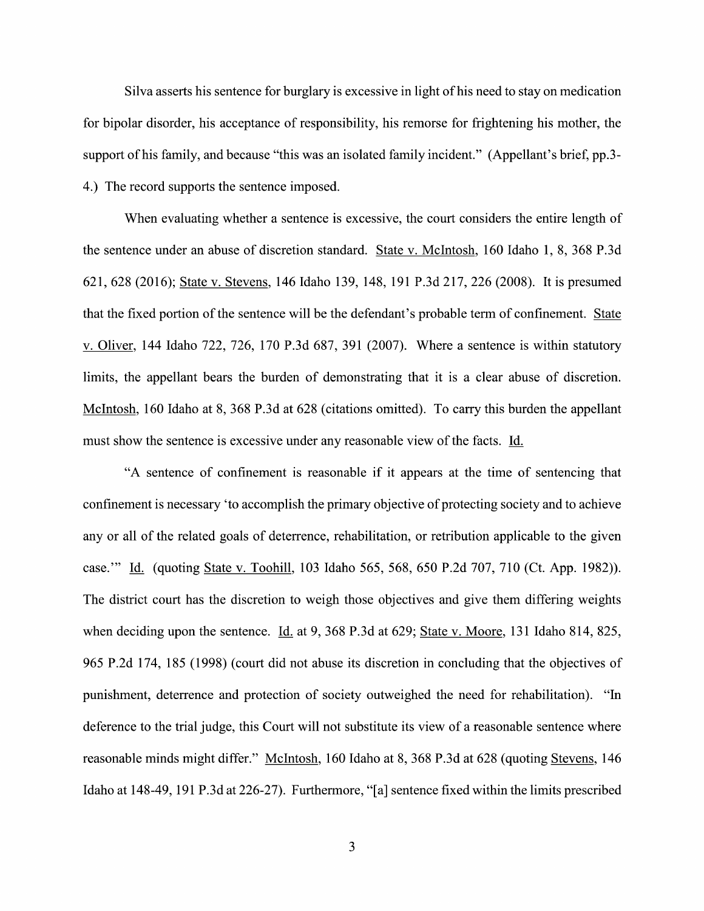Silva asserts his sentence for burglary is excessive in light of his need to stay on medication for bipolar disorder, his acceptance of responsibility, his remorse for frightening his mother, the support of his family, and because "this was an isolated family incident." (Appellant's brief, pp.3-4.) The record supports the sentence imposed.

When evaluating whether a sentence is excessive, the court considers the entire length of the sentence under an abuse of discretion standard. State v. McIntosh, 160 Idaho 1, 8, 368 P.3d 621, 628 (2016); State v. Stevens, 146 Idaho 139, 148, 191 P.3d 217, 226 (2008). It is presumed that the fixed portion of the sentence will be the defendant's probable term of confinement. State v. Oliver, 144 Idaho 722, 726, 170 P.3d 687, 391 (2007). Where a sentence is within statutory limits, the appellant bears the burden of demonstrating that it is a clear abuse of discretion. McIntosh, 160 Idaho at 8, 368 P.3d at 628 (citations omitted). To carry this burden the appellant must show the sentence is excessive under any reasonable view of the facts. Id.

"A sentence of confinement is reasonable if it appears at the time of sentencing that confinement is necessary 'to accomplish the primary objective of protecting society and to achieve any or all of the related goals of deterrence, rehabilitation, or retribution applicable to the given case.'" Id. (quoting State v. Toohill, 103 Idaho 565, 568, 650 P.2d 707, 710 (Ct. App. 1982)). The district court has the discretion to weigh those objectives and give them differing weights when deciding upon the sentence. Id. at 9, 368 P.3d at 629; State v. Moore, 131 Idaho 814, 825, 965 P.2d 174, 185 (1998) (court did not abuse its discretion in concluding that the objectives of punishment, deterrence and protection of society outweighed the need for rehabilitation). "In deference to the trial judge, this Court will not substitute its view of a reasonable sentence where reasonable minds might differ." McIntosh, 160 Idaho at 8, 368 P.3d at 628 (quoting Stevens, 146 Idaho at 148-49, 191 P.3d at 226-27). Furthermore, "[a] sentence fixed within the limits prescribed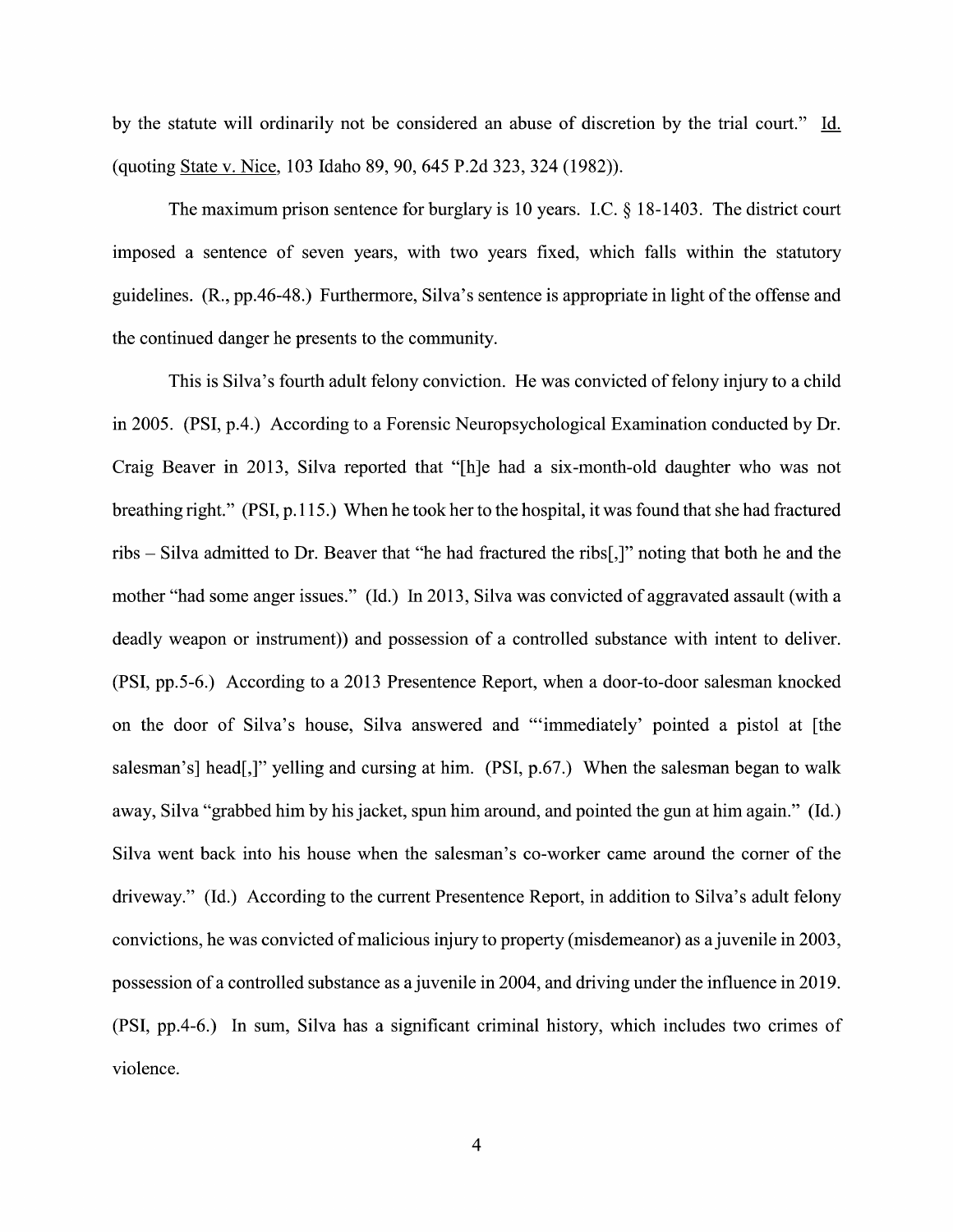by the statute will ordinarily not be considered an abuse of discretion by the trial court." Id. (quoting State v. Nice, 103 Idaho 89, 90, 645 P.2d 323, 324 (1982)).

The maximum prison sentence for burglary is 10 years. I.C. § 18-1403. The district court imposed a sentence of seven years, with two years fixed, which falls within the statutory guidelines. (R., pp.46-48.) Furthermore, Silva's sentence is appropriate in light of the offense and the continued danger he presents to the community.

This is Silva's fourth adult felony conviction. He was convicted of felony injury to a child in 2005. (PSI, p.4.) According to a Forensic Neuropsychological Examination conducted by Dr. Craig Beaver in 2013, Silva reported that "[h]e had a six-month-old daughter who was not breathing right." (PSI, p.115.) When he took her to the hospital, it was found that she had fractured ribs – Silva admitted to Dr. Beaver that "he had fractured the ribs[,]" noting that both he and the mother "had some anger issues." (Id.) In 2013, Silva was convicted of aggravated assault (with a deadly weapon or instrument)) and possession of a controlled substance with intent to deliver. (PSI, pp.5-6.) According to a 2013 Presentence Report, when a door-to-door salesman knocked on the door of Silva's house, Silva answered and "'immediately' pointed a pistol at [the salesman's] head[,]" yelling and cursing at him. (PSI, p.67.) When the salesman began to walk away, Silva "grabbed him by his jacket, spun him around, and pointed the gun at him again." (Id.) Silva went back into his house when the salesman's co-worker came around the corner of the driveway." (Id.) According to the current Presentence Report, in addition to Silva's adult felony convictions, he was convicted of malicious injury to property (misdemeanor) as a juvenile in 2003, possession of a controlled substance as a juvenile in 2004, and driving under the influence in 2019. (PSI, pp.4-6.) In sum, Silva has a significant criminal history, which includes two crimes of violence.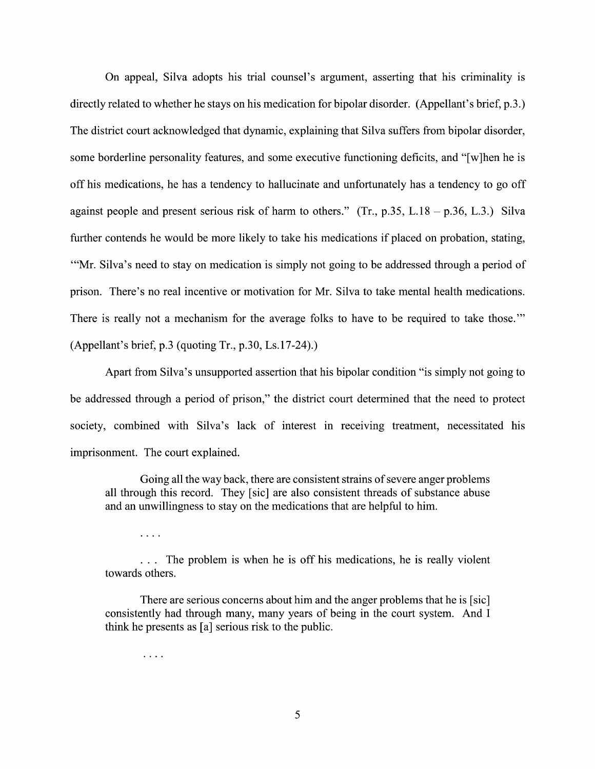On appeal, Silva adopts his trial counsel's argument, asserting that his criminality is directly related to whether he stays on his medication for bipolar disorder. (Appellant's brief, p.3.) The district court acknowledged that dynamic, explaining that Silva suffers from bipolar disorder, some borderline personality features, and some executive functioning deficits, and "[w]hen he is off his medications, he has a tendency to hallucinate and unfortunately has a tendency to go off against people and present serious risk of harm to others." (Tr., p.35, L.18 – p.36, L.3.) Silva further contends he would be more likely to take his medications if placed on probation, stating, "'Mr. Silva's need to stay on medication is simply not going to be addressed through a period of prison. There's no real incentive or motivation for Mr. Silva to take mental health medications. There is really not a mechanism for the average folks to have to be required to take those.'" (Appellant's brief, p.3 (quoting Tr., p.30, Ls.17-24).)

Apart from Silva's unsupported assertion that his bipolar condition "is simply not going to be addressed through a period of prison," the district court determined that the need to protect society, combined with Silva's lack of interest in receiving treatment, necessitated his imprisonment. The court explained.

> Going all the way back, there are consistent strains of severe anger problems all through this record. They [sic] are also consistent threads of substance abuse and an unwillingness to stay on the medications that are helpful to him.
>
> . . . .
>
> . . . The problem is when he is off his medications, he is really violent towards others.
>
> There are serious concerns about him and the anger problems that he is [sic] consistently had through many, many years of being in the court system. And I think he presents as [a] serious risk to the public.
>
> . . . .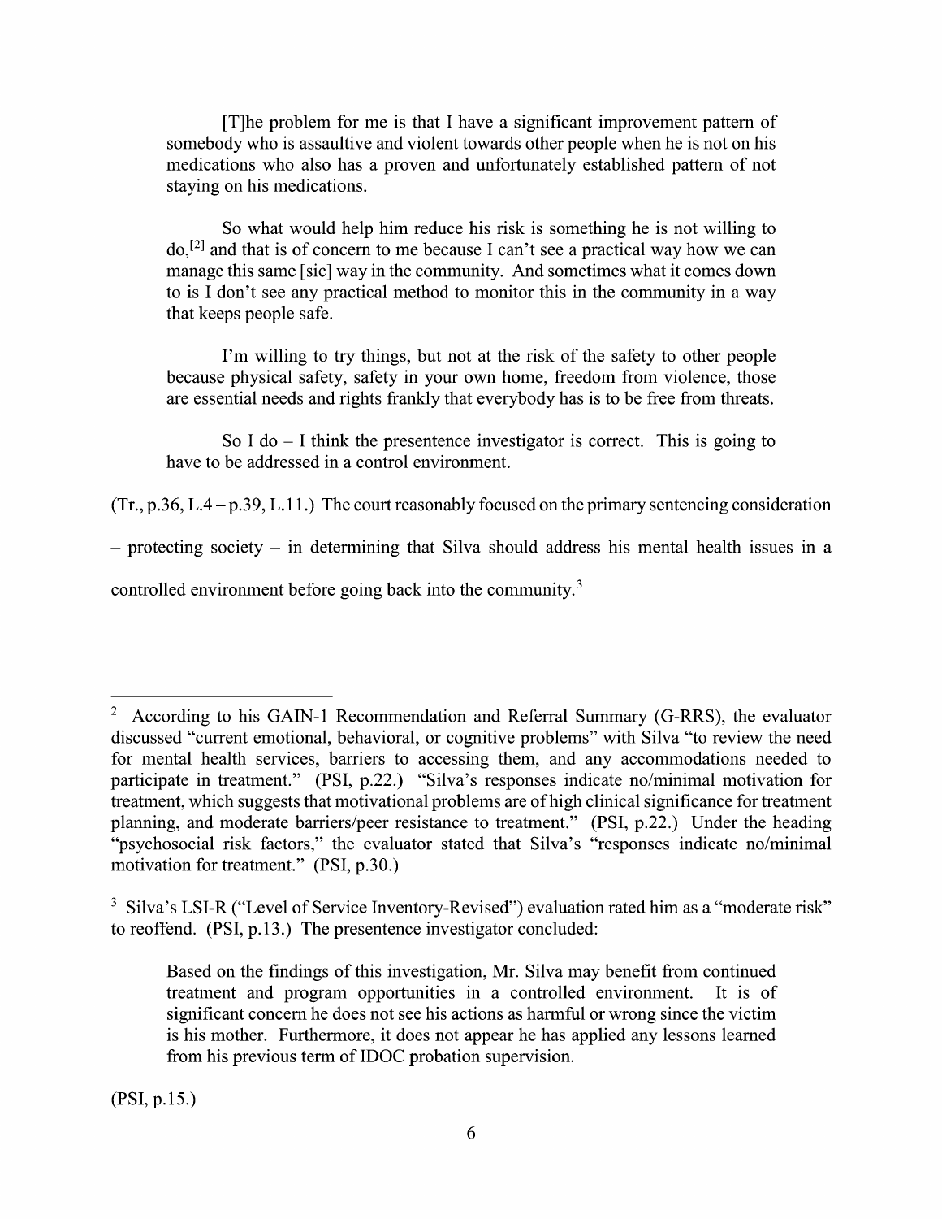> [T]he problem for me is that I have a significant improvement pattern of somebody who is assaultive and violent towards other people when he is not on his medications who also has a proven and unfortunately established pattern of not staying on his medications.
>
> So what would help him reduce his risk is something he is not willing to do,[2] and that is of concern to me because I can't see a practical way how we can manage this same [sic] way in the community. And sometimes what it comes down to is I don't see any practical method to monitor this in the community in a way that keeps people safe.
>
> I'm willing to try things, but not at the risk of the safety to other people because physical safety, safety in your own home, freedom from violence, those are essential needs and rights frankly that everybody has is to be free from threats.
>
> So I do – I think the presentence investigator is correct. This is going to have to be addressed in a control environment.

(Tr., p.36, L.4 – p.39, L.11.) The court reasonably focused on the primary sentencing consideration – protecting society – in determining that Silva should address his mental health issues in a controlled environment before going back into the community.[3]

---

[2] According to his GAIN-1 Recommendation and Referral Summary (G-RRS), the evaluator discussed "current emotional, behavioral, or cognitive problems" with Silva "to review the need for mental health services, barriers to accessing them, and any accommodations needed to participate in treatment." (PSI, p.22.) "Silva's responses indicate no/minimal motivation for treatment, which suggests that motivational problems are of high clinical significance for treatment planning, and moderate barriers/peer resistance to treatment." (PSI, p.22.) Under the heading "psychosocial risk factors," the evaluator stated that Silva's "responses indicate no/minimal motivation for treatment." (PSI, p.30.)

[3] Silva's LSI-R ("Level of Service Inventory-Revised") evaluation rated him as a "moderate risk" to reoffend. (PSI, p.13.) The presentence investigator concluded:

> Based on the findings of this investigation, Mr. Silva may benefit from continued treatment and program opportunities in a controlled environment. It is of significant concern he does not see his actions as harmful or wrong since the victim is his mother. Furthermore, it does not appear he has applied any lessons learned from his previous term of IDOC probation supervision.

(PSI, p.15.)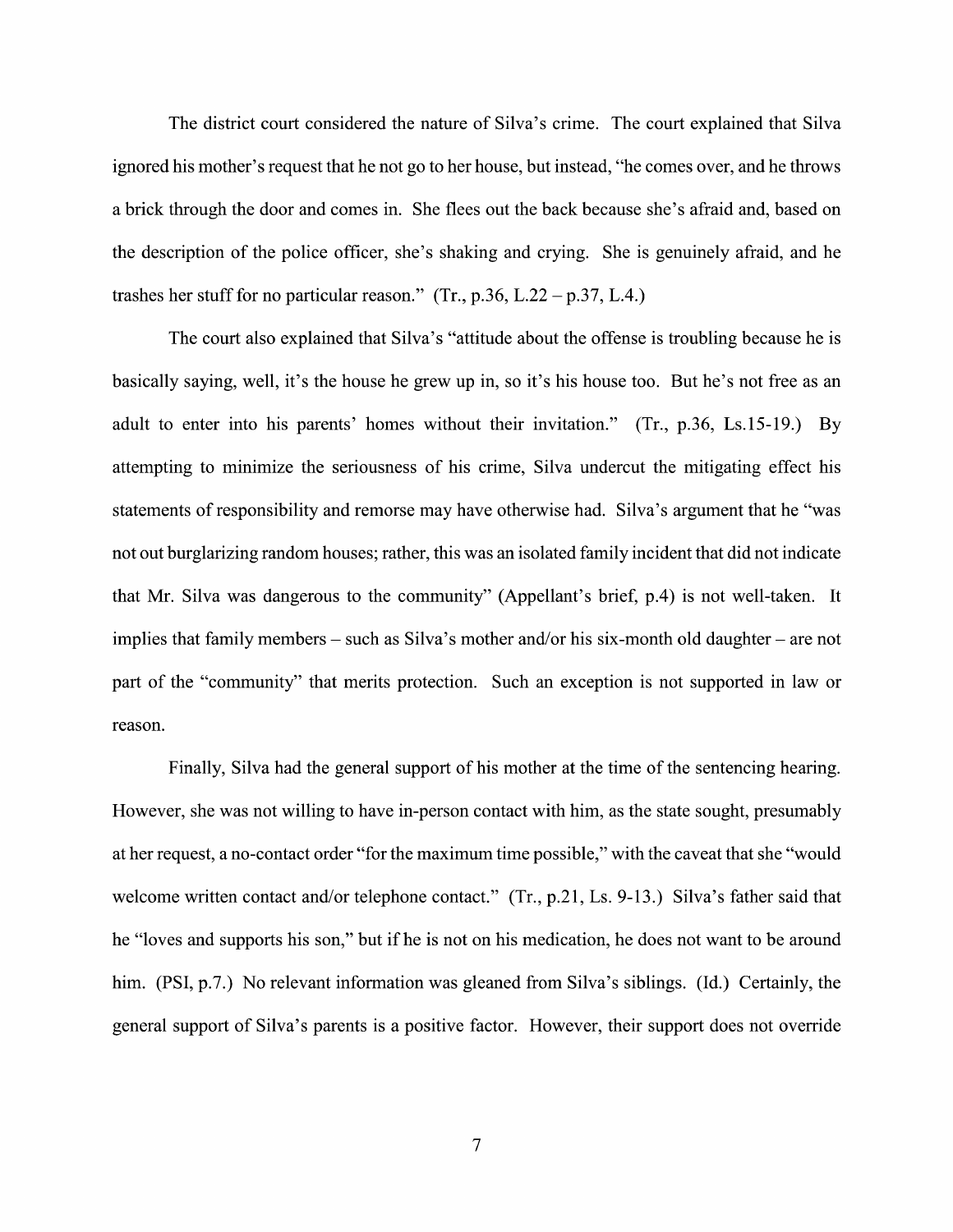The district court considered the nature of Silva's crime. The court explained that Silva ignored his mother's request that he not go to her house, but instead, "he comes over, and he throws a brick through the door and comes in. She flees out the back because she's afraid and, based on the description of the police officer, she's shaking and crying. She is genuinely afraid, and he trashes her stuff for no particular reason." (Tr., p.36, L.22 – p.37, L.4.)

The court also explained that Silva's "attitude about the offense is troubling because he is basically saying, well, it's the house he grew up in, so it's his house too. But he's not free as an adult to enter into his parents' homes without their invitation." (Tr., p.36, Ls.15-19.) By attempting to minimize the seriousness of his crime, Silva undercut the mitigating effect his statements of responsibility and remorse may have otherwise had. Silva's argument that he "was not out burglarizing random houses; rather, this was an isolated family incident that did not indicate that Mr. Silva was dangerous to the community" (Appellant's brief, p.4) is not well-taken. It implies that family members – such as Silva's mother and/or his six-month old daughter – are not part of the "community" that merits protection. Such an exception is not supported in law or reason.

Finally, Silva had the general support of his mother at the time of the sentencing hearing. However, she was not willing to have in-person contact with him, as the state sought, presumably at her request, a no-contact order "for the maximum time possible," with the caveat that she "would welcome written contact and/or telephone contact." (Tr., p.21, Ls. 9-13.) Silva's father said that he "loves and supports his son," but if he is not on his medication, he does not want to be around him. (PSI, p.7.) No relevant information was gleaned from Silva's siblings. (Id.) Certainly, the general support of Silva's parents is a positive factor. However, their support does not override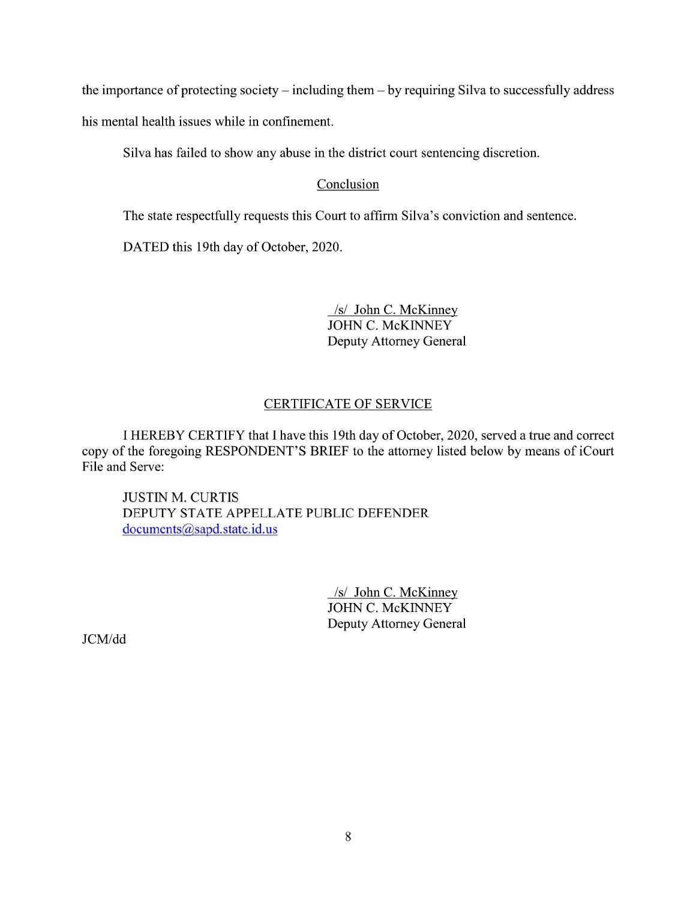the importance of protecting society – including them – by requiring Silva to successfully address his mental health issues while in confinement.

Silva has failed to show any abuse in the district court sentencing discretion.

## Conclusion

The state respectfully requests this Court to affirm Silva's conviction and sentence.

DATED this 19th day of October, 2020.

/s/ John C. McKinney
JOHN C. McKINNEY
Deputy Attorney General

## CERTIFICATE OF SERVICE

I HEREBY CERTIFY that I have this 19th day of October, 2020, served a true and correct copy of the foregoing RESPONDENT'S BRIEF to the attorney listed below by means of iCourt File and Serve:

JUSTIN M. CURTIS
DEPUTY STATE APPELLATE PUBLIC DEFENDER
documents@sapd.state.id.us

/s/ John C. McKinney
JOHN C. McKINNEY
Deputy Attorney General

JCM/dd